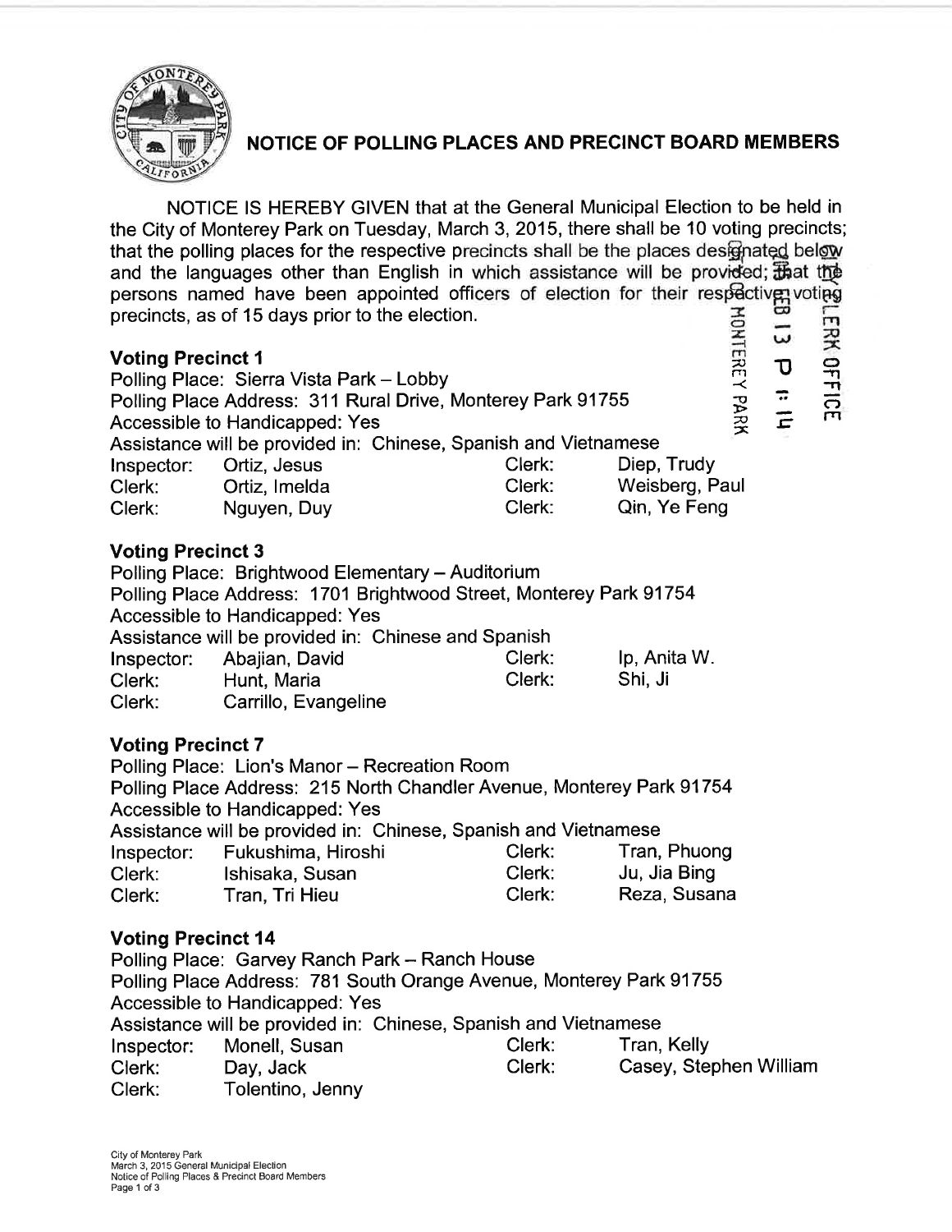# NOTICE OF POLLING PLACES AND PRECINCT BOARD MEMBERS

NOTICE IS HEREBY GIVEN that at the General Municipal Election to be held in the City of Monterey Park on Tuesday, March 3, 2015, there shall be 10 voting precincts; that the polling places for the respective precincts shall be the places designated below and the languages other than English in which assistance will be provided; that the persons named have been appointed officers of election for their respective voting precincts, as of 15 days prior to the election.

### Voting Precinct 1

Polling Place: Sierra Vista Park – Lobby
Polling Place Address: 311 Rural Drive, Monterey Park 91755
Accessible to Handicapped: Yes
Assistance will be provided in: Chinese, Spanish and Vietnamese

| | | | |
|---|---|---|---|
| Inspector: | Ortiz, Jesus | Clerk: | Diep, Trudy |
| Clerk: | Ortiz, Imelda | Clerk: | Weisberg, Paul |
| Clerk: | Nguyen, Duy | Clerk: | Qin, Ye Feng |

### Voting Precinct 3

Polling Place: Brightwood Elementary – Auditorium
Polling Place Address: 1701 Brightwood Street, Monterey Park 91754
Accessible to Handicapped: Yes
Assistance will be provided in: Chinese and Spanish

| | | | |
|---|---|---|---|
| Inspector: | Abajian, David | Clerk: | Ip, Anita W. |
| Clerk: | Hunt, Maria | Clerk: | Shi, Ji |
| Clerk: | Carrillo, Evangeline | | |

### Voting Precinct 7

Polling Place: Lion's Manor – Recreation Room
Polling Place Address: 215 North Chandler Avenue, Monterey Park 91754
Accessible to Handicapped: Yes
Assistance will be provided in: Chinese, Spanish and Vietnamese

| | | | |
|---|---|---|---|
| Inspector: | Fukushima, Hiroshi | Clerk: | Tran, Phuong |
| Clerk: | Ishisaka, Susan | Clerk: | Ju, Jia Bing |
| Clerk: | Tran, Tri Hieu | Clerk: | Reza, Susana |

### Voting Precinct 14

Polling Place: Garvey Ranch Park – Ranch House
Polling Place Address: 781 South Orange Avenue, Monterey Park 91755
Accessible to Handicapped: Yes
Assistance will be provided in: Chinese, Spanish and Vietnamese

| | | | |
|---|---|---|---|
| Inspector: | Monell, Susan | Clerk: | Tran, Kelly |
| Clerk: | Day, Jack | Clerk: | Casey, Stephen William |
| Clerk: | Tolentino, Jenny | | |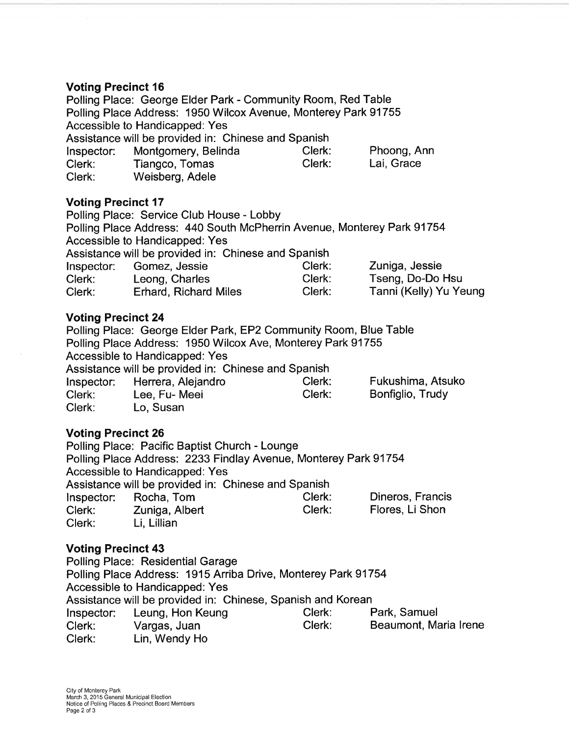**Voting Precinct 16**

Polling Place: George Elder Park - Community Room, Red Table
Polling Place Address: 1950 Wilcox Avenue, Monterey Park 91755
Accessible to Handicapped: Yes
Assistance will be provided in: Chinese and Spanish

| | | | |
|---|---|---|---|
| Inspector: | Montgomery, Belinda | Clerk: | Phoong, Ann |
| Clerk: | Tiangco, Tomas | Clerk: | Lai, Grace |
| Clerk: | Weisberg, Adele | | |

**Voting Precinct 17**

Polling Place: Service Club House - Lobby
Polling Place Address: 440 South McPherrin Avenue, Monterey Park 91754
Accessible to Handicapped: Yes
Assistance will be provided in: Chinese and Spanish

| | | | |
|---|---|---|---|
| Inspector: | Gomez, Jessie | Clerk: | Zuniga, Jessie |
| Clerk: | Leong, Charles | Clerk: | Tseng, Do-Do Hsu |
| Clerk: | Erhard, Richard Miles | Clerk: | Tanni (Kelly) Yu Yeung |

**Voting Precinct 24**

Polling Place: George Elder Park, EP2 Community Room, Blue Table
Polling Place Address: 1950 Wilcox Ave, Monterey Park 91755
Accessible to Handicapped: Yes
Assistance will be provided in: Chinese and Spanish

| | | | |
|---|---|---|---|
| Inspector: | Herrera, Alejandro | Clerk: | Fukushima, Atsuko |
| Clerk: | Lee, Fu- Meei | Clerk: | Bonfiglio, Trudy |
| Clerk: | Lo, Susan | | |

**Voting Precinct 26**

Polling Place: Pacific Baptist Church - Lounge
Polling Place Address: 2233 Findlay Avenue, Monterey Park 91754
Accessible to Handicapped: Yes
Assistance will be provided in: Chinese and Spanish

| | | | |
|---|---|---|---|
| Inspector: | Rocha, Tom | Clerk: | Dineros, Francis |
| Clerk: | Zuniga, Albert | Clerk: | Flores, Li Shon |
| Clerk: | Li, Lillian | | |

**Voting Precinct 43**

Polling Place: Residential Garage
Polling Place Address: 1915 Arriba Drive, Monterey Park 91754
Accessible to Handicapped: Yes
Assistance will be provided in: Chinese, Spanish and Korean

| | | | |
|---|---|---|---|
| Inspector: | Leung, Hon Keung | Clerk: | Park, Samuel |
| Clerk: | Vargas, Juan | Clerk: | Beaumont, Maria Irene |
| Clerk: | Lin, Wendy Ho | | |

City of Monterey Park
March 3, 2015 General Municipal Election
Notice of Polling Places & Precinct Board Members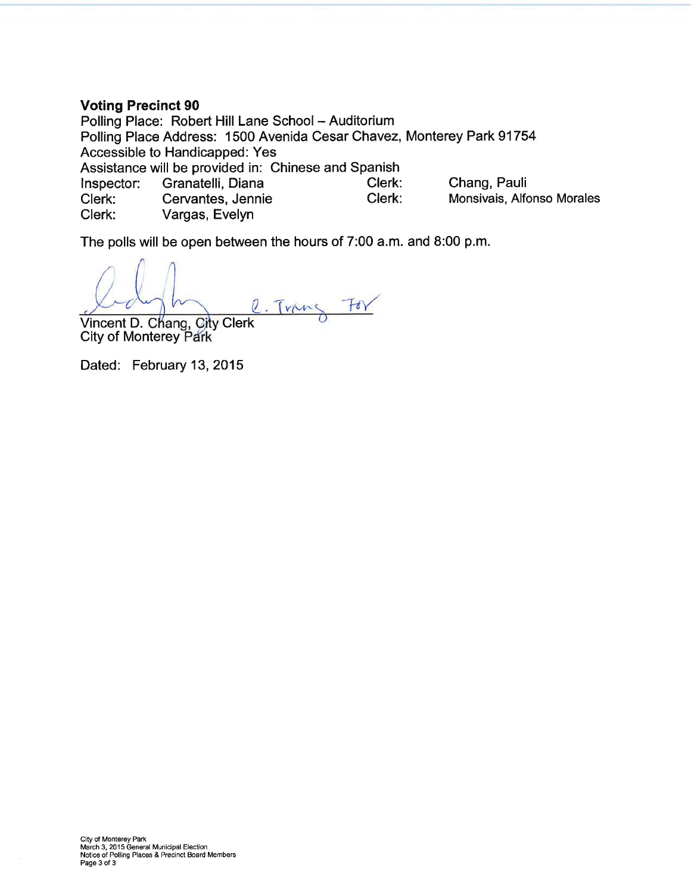**Voting Precinct 90**

Polling Place: Robert Hill Lane School – Auditorium
Polling Place Address: 1500 Avenida Cesar Chavez, Monterey Park 91754
Accessible to Handicapped: Yes
Assistance will be provided in: Chinese and Spanish

| | | | |
|---|---|---|---|
| Inspector: | Granatelli, Diana | Clerk: | Chang, Pauli |
| Clerk: | Cervantes, Jennie | Clerk: | Monsivais, Alfonso Morales |
| Clerk: | Vargas, Evelyn | | |

The polls will be open between the hours of 7:00 a.m. and 8:00 p.m.

E. Trang For

Vincent D. Chang, City Clerk
City of Monterey Park

Dated: February 13, 2015

City of Monterey Park
March 3, 2015 General Municipal Election
Notice of Polling Places & Precinct Board Members